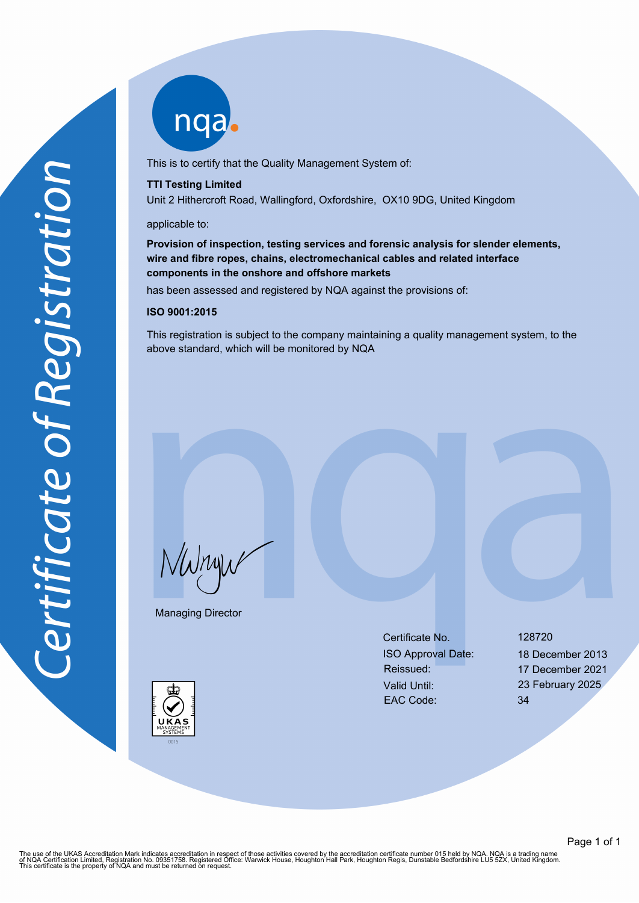# Certificate of Registration

nqa

This is to certify that the Quality Management System of:

**TTI Testing Limited**
Unit 2 Hithercroft Road, Wallingford, Oxfordshire, OX10 9DG, United Kingdom

applicable to:

**Provision of inspection, testing services and forensic analysis for slender elements, wire and fibre ropes, chains, electromechanical cables and related interface components in the onshore and offshore markets**

has been assessed and registered by NQA against the provisions of:

**ISO 9001:2015**

This registration is subject to the company maintaining a quality management system, to the above standard, which will be monitored by NQA

Managing Director

| | |
|---|---|
| Certificate No. | 128720 |
| ISO Approval Date: | 18 December 2013 |
| Reissued: | 17 December 2021 |
| Valid Until: | 23 February 2025 |
| EAC Code: | 34 |

UKAS MANAGEMENT SYSTEMS 0015

The use of the UKAS Accreditation Mark indicates accreditation in respect of those activities covered by the accreditation certificate number 015 held by NQA. NQA is a trading name of NQA Certification Limited, Registration No. 09351758. Registered Office: Warwick House, Houghton Hall Park, Houghton Regis, Dunstable Bedfordshire LU5 5ZX, United Kingdom.
This certificate is the property of NQA and must be returned on request.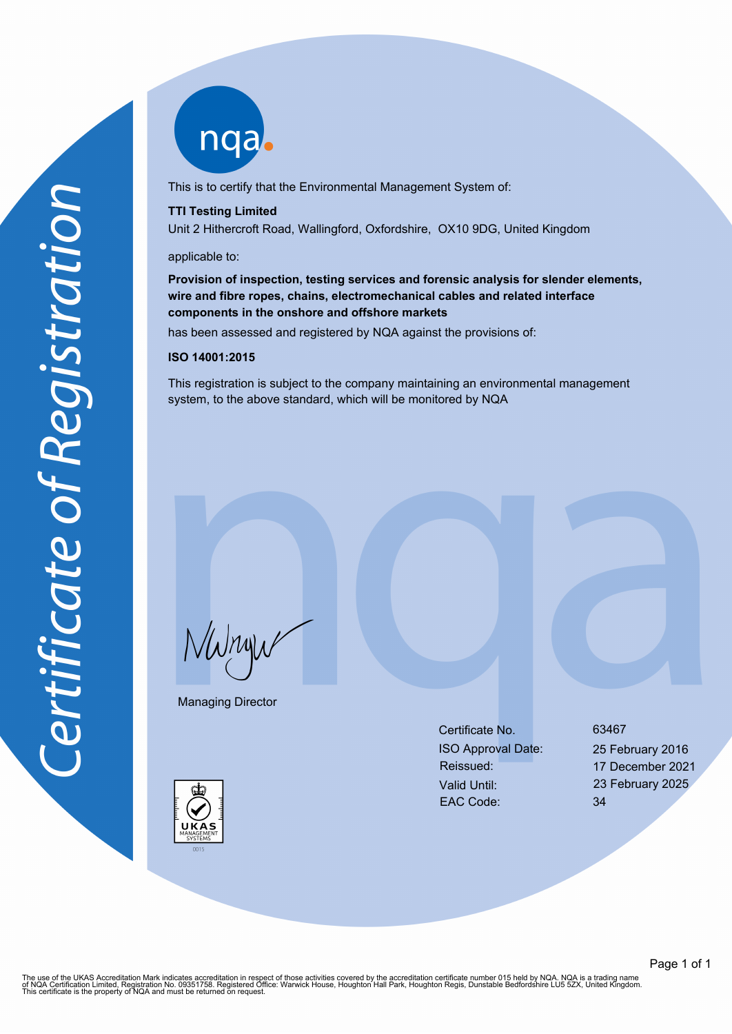# Certificate of Registration

This is to certify that the Environmental Management System of:

**TTI Testing Limited**
Unit 2 Hithercroft Road, Wallingford, Oxfordshire, OX10 9DG, United Kingdom

applicable to:

**Provision of inspection, testing services and forensic analysis for slender elements, wire and fibre ropes, chains, electromechanical cables and related interface components in the onshore and offshore markets**

has been assessed and registered by NQA against the provisions of:

**ISO 14001:2015**

This registration is subject to the company maintaining an environmental management system, to the above standard, which will be monitored by NQA

Managing Director

| | |
|---|---|
| Certificate No. | 63467 |
| ISO Approval Date: | 25 February 2016 |
| Reissued: | 17 December 2021 |
| Valid Until: | 23 February 2025 |
| EAC Code: | 34 |

UKAS MANAGEMENT SYSTEMS 0015

The use of the UKAS Accreditation Mark indicates accreditation in respect of those activities covered by the accreditation certificate number 015 held by NQA. NQA is a trading name of NQA Certification Limited, Registration No. 09351758. Registered Office: Warwick House, Houghton Hall Park, Houghton Regis, Dunstable Bedfordshire LU5 5ZX, United Kingdom. This certificate is the property of NQA and must be returned on request.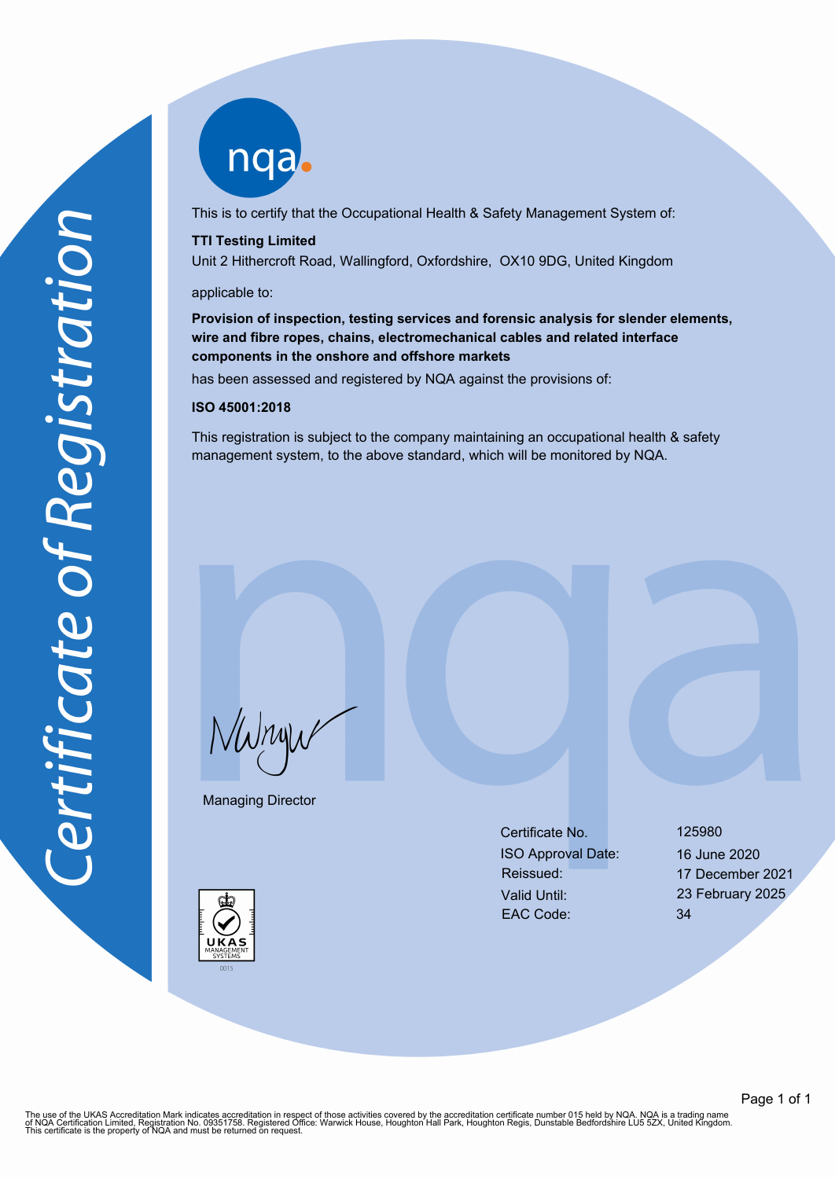# Certificate of Registration

nqa

This is to certify that the Occupational Health & Safety Management System of:

**TTI Testing Limited**
Unit 2 Hithercroft Road, Wallingford, Oxfordshire, OX10 9DG, United Kingdom

applicable to:

**Provision of inspection, testing services and forensic analysis for slender elements, wire and fibre ropes, chains, electromechanical cables and related interface components in the onshore and offshore markets**

has been assessed and registered by NQA against the provisions of:

**ISO 45001:2018**

This registration is subject to the company maintaining an occupational health & safety management system, to the above standard, which will be monitored by NQA.

Managing Director

| | |
|---|---|
| Certificate No. | 125980 |
| ISO Approval Date: | 16 June 2020 |
| Reissued: | 17 December 2021 |
| Valid Until: | 23 February 2025 |
| EAC Code: | 34 |

UKAS MANAGEMENT SYSTEMS 0015

The use of the UKAS Accreditation Mark indicates accreditation in respect of those activities covered by the accreditation certificate number 015 held by NQA. NQA is a trading name of NQA Certification Limited, Registration No. 09351758. Registered Office: Warwick House, Houghton Hall Park, Houghton Regis, Dunstable Bedfordshire LU5 5ZX, United Kingdom. This certificate is the property of NQA and must be returned on request.